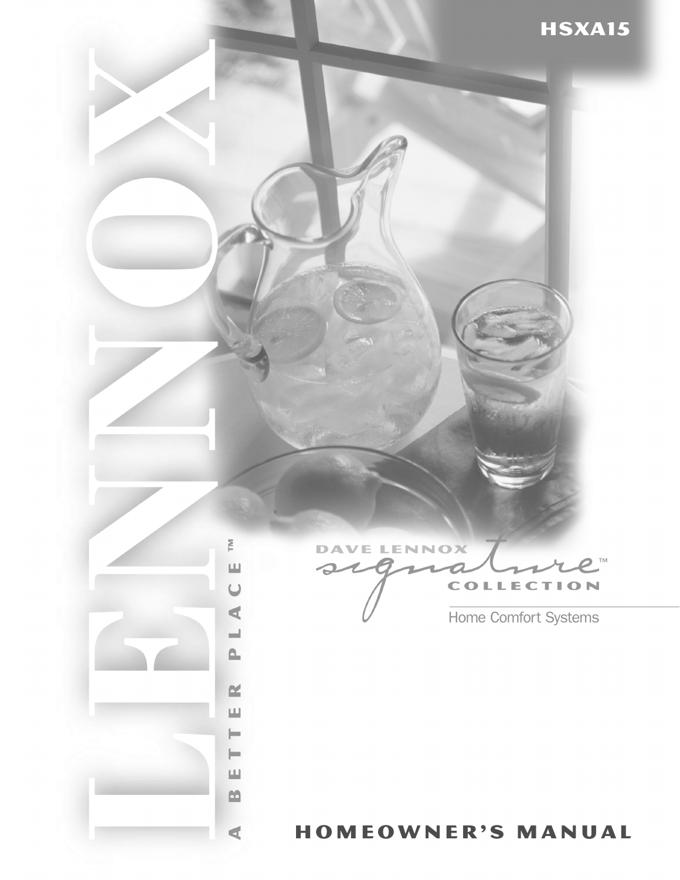# HSXA15

LENNOX

A BETTER PLACE™

DAVE LENNOX *signature*™ COLLECTION

Home Comfort Systems

## HOMEOWNER'S MANUAL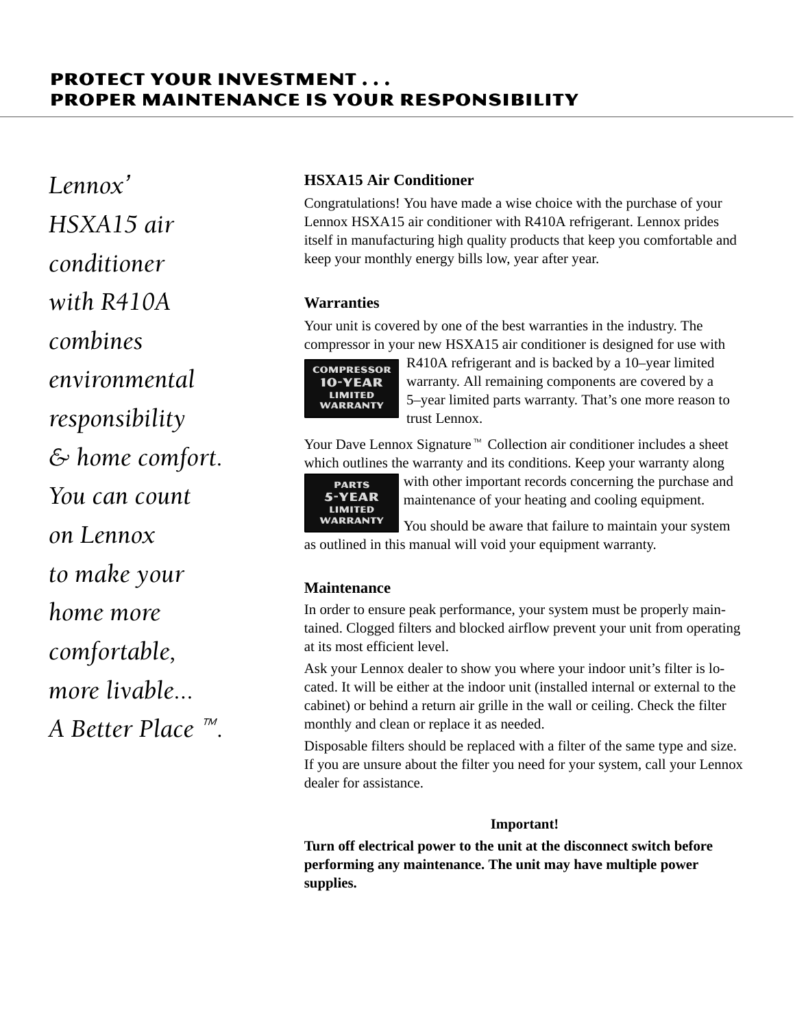## PROTECT YOUR INVESTMENT . . .
## PROPER MAINTENANCE IS YOUR RESPONSIBILITY

*Lennox' HSXA15 air conditioner with R410A combines environmental responsibility & home comfort. You can count on Lennox to make your home more comfortable, more livable... A Better Place ™.*

### HSXA15 Air Conditioner

Congratulations! You have made a wise choice with the purchase of your Lennox HSXA15 air conditioner with R410A refrigerant. Lennox prides itself in manufacturing high quality products that keep you comfortable and keep your monthly energy bills low, year after year.

### Warranties

Your unit is covered by one of the best warranties in the industry. The compressor in your new HSXA15 air conditioner is designed for use with R410A refrigerant and is backed by a 10–year limited warranty. All remaining components are covered by a 5–year limited parts warranty. That's one more reason to trust Lennox.

**COMPRESSOR 10-YEAR LIMITED WARRANTY**

Your Dave Lennox Signature™ Collection air conditioner includes a sheet which outlines the warranty and its conditions. Keep your warranty along with other important records concerning the purchase and maintenance of your heating and cooling equipment.

**PARTS 5-YEAR LIMITED WARRANTY**

You should be aware that failure to maintain your system as outlined in this manual will void your equipment warranty.

### Maintenance

In order to ensure peak performance, your system must be properly maintained. Clogged filters and blocked airflow prevent your unit from operating at its most efficient level.

Ask your Lennox dealer to show you where your indoor unit's filter is located. It will be either at the indoor unit (installed internal or external to the cabinet) or behind a return air grille in the wall or ceiling. Check the filter monthly and clean or replace it as needed.

Disposable filters should be replaced with a filter of the same type and size. If you are unsure about the filter you need for your system, call your Lennox dealer for assistance.

**Important!**

**Turn off electrical power to the unit at the disconnect switch before performing any maintenance. The unit may have multiple power supplies.**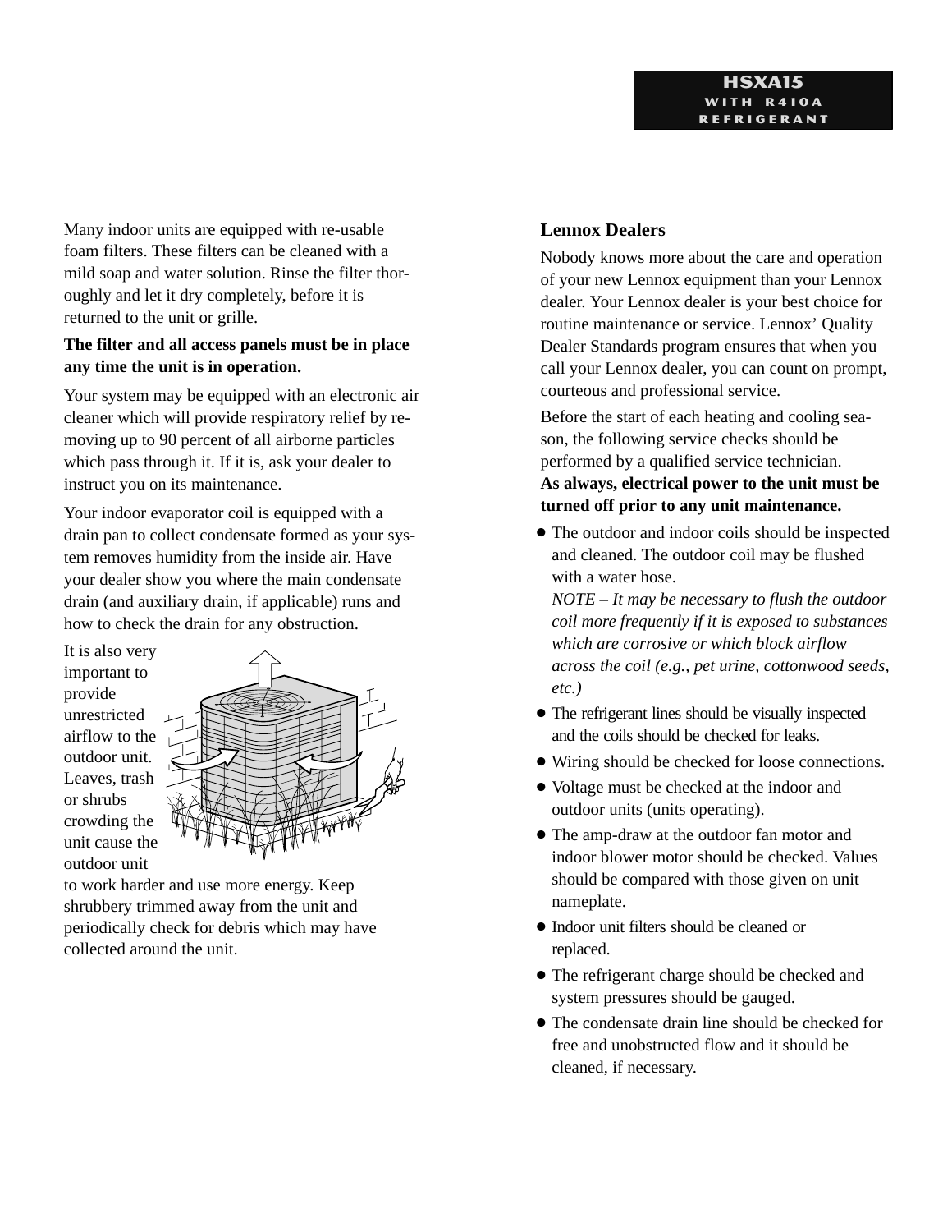Many indoor units are equipped with re-usable foam filters. These filters can be cleaned with a mild soap and water solution. Rinse the filter thoroughly and let it dry completely, before it is returned to the unit or grille.

**The filter and all access panels must be in place any time the unit is in operation.**

Your system may be equipped with an electronic air cleaner which will provide respiratory relief by removing up to 90 percent of all airborne particles which pass through it. If it is, ask your dealer to instruct you on its maintenance.

Your indoor evaporator coil is equipped with a drain pan to collect condensate formed as your system removes humidity from the inside air. Have your dealer show you where the main condensate drain (and auxiliary drain, if applicable) runs and how to check the drain for any obstruction.

It is also very important to provide unrestricted airflow to the outdoor unit. Leaves, trash or shrubs crowding the unit cause the outdoor unit to work harder and use more energy. Keep shrubbery trimmed away from the unit and periodically check for debris which may have collected around the unit.

### Lennox Dealers

Nobody knows more about the care and operation of your new Lennox equipment than your Lennox dealer. Your Lennox dealer is your best choice for routine maintenance or service. Lennox' Quality Dealer Standards program ensures that when you call your Lennox dealer, you can count on prompt, courteous and professional service.

Before the start of each heating and cooling season, the following service checks should be performed by a qualified service technician.
**As always, electrical power to the unit must be turned off prior to any unit maintenance.**

- The outdoor and indoor coils should be inspected and cleaned. The outdoor coil may be flushed with a water hose.
  *NOTE – It may be necessary to flush the outdoor coil more frequently if it is exposed to substances which are corrosive or which block airflow across the coil (e.g., pet urine, cottonwood seeds, etc.)*
- The refrigerant lines should be visually inspected and the coils should be checked for leaks.
- Wiring should be checked for loose connections.
- Voltage must be checked at the indoor and outdoor units (units operating).
- The amp-draw at the outdoor fan motor and indoor blower motor should be checked. Values should be compared with those given on unit nameplate.
- Indoor unit filters should be cleaned or replaced.
- The refrigerant charge should be checked and system pressures should be gauged.
- The condensate drain line should be checked for free and unobstructed flow and it should be cleaned, if necessary.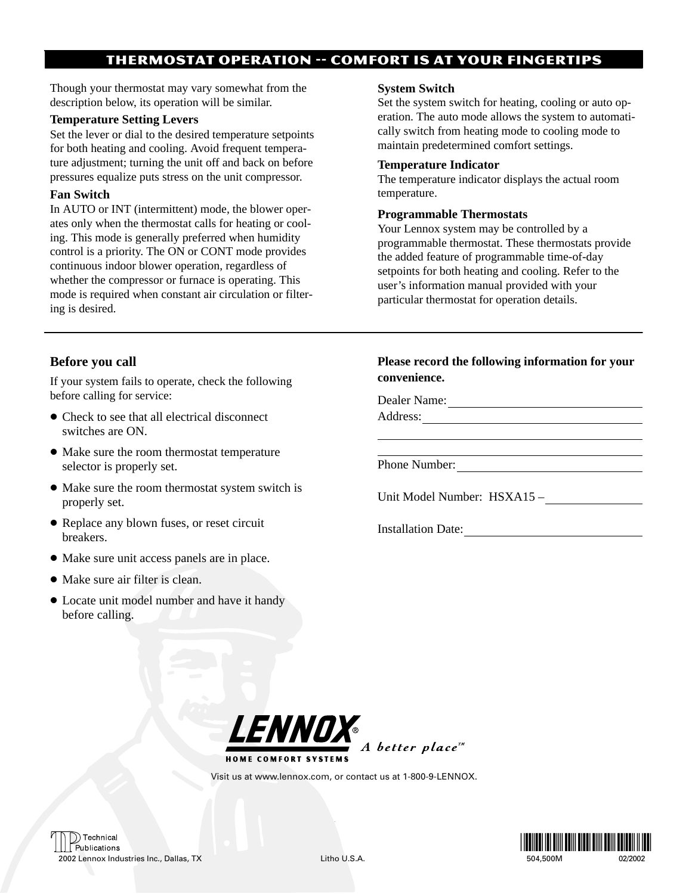## THERMOSTAT OPERATION -- COMFORT IS AT YOUR FINGERTIPS

Though your thermostat may vary somewhat from the description below, its operation will be similar.

**Temperature Setting Levers**

Set the lever or dial to the desired temperature setpoints for both heating and cooling. Avoid frequent temperature adjustment; turning the unit off and back on before pressures equalize puts stress on the unit compressor.

**Fan Switch**

In AUTO or INT (intermittent) mode, the blower operates only when the thermostat calls for heating or cooling. This mode is generally preferred when humidity control is a priority. The ON or CONT mode provides continuous indoor blower operation, regardless of whether the compressor or furnace is operating. This mode is required when constant air circulation or filtering is desired.

**System Switch**

Set the system switch for heating, cooling or auto operation. The auto mode allows the system to automatically switch from heating mode to cooling mode to maintain predetermined comfort settings.

**Temperature Indicator**

The temperature indicator displays the actual room temperature.

**Programmable Thermostats**

Your Lennox system may be controlled by a programmable thermostat. These thermostats provide the added feature of programmable time-of-day setpoints for both heating and cooling. Refer to the user's information manual provided with your particular thermostat for operation details.

### Before you call

If your system fails to operate, check the following before calling for service:

- Check to see that all electrical disconnect switches are ON.
- Make sure the room thermostat temperature selector is properly set.
- Make sure the room thermostat system switch is properly set.
- Replace any blown fuses, or reset circuit breakers.
- Make sure unit access panels are in place.
- Make sure air filter is clean.
- Locate unit model number and have it handy before calling.

**Please record the following information for your convenience.**

Dealer Name: ____________________

Address: ____________________

____________________

____________________

Phone Number: ____________________

Unit Model Number: HSXA15 – ____________

Installation Date: ____________________

LENNOX® HOME COMFORT SYSTEMS *A better place™*

Visit us at www.lennox.com, or contact us at 1-800-9-LENNOX.

Technical Publications

2002 Lennox Industries Inc., Dallas, TX

Litho U.S.A.

504,500M 02/2002